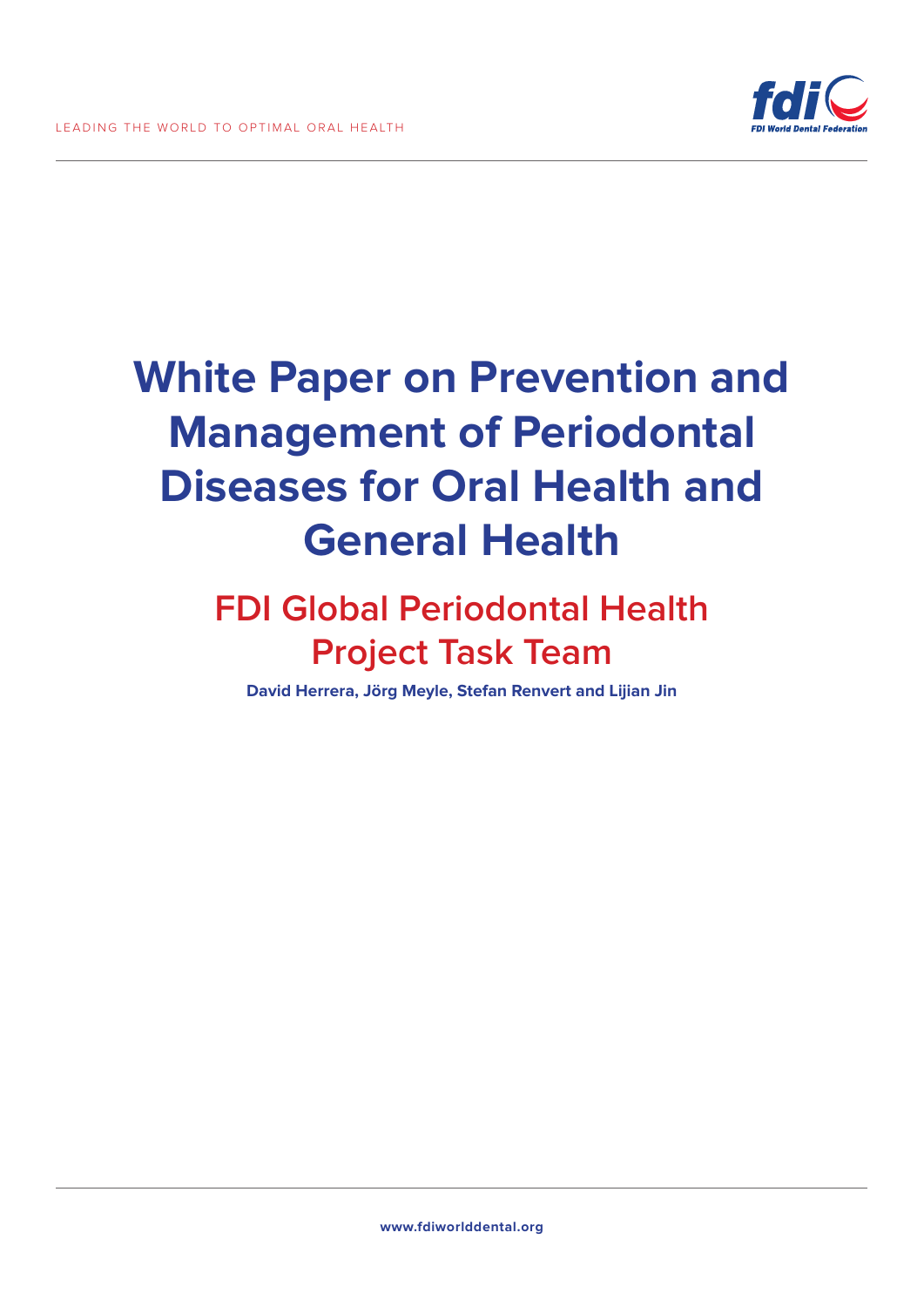LEADING THE WORLD TO OPTIMAL ORAL HEALTH

# White Paper on Prevention and Management of Periodontal Diseases for Oral Health and General Health

## FDI Global Periodontal Health Project Task Team

**David Herrera, Jörg Meyle, Stefan Renvert and Lijian Jin**

**www.fdiworlddental.org**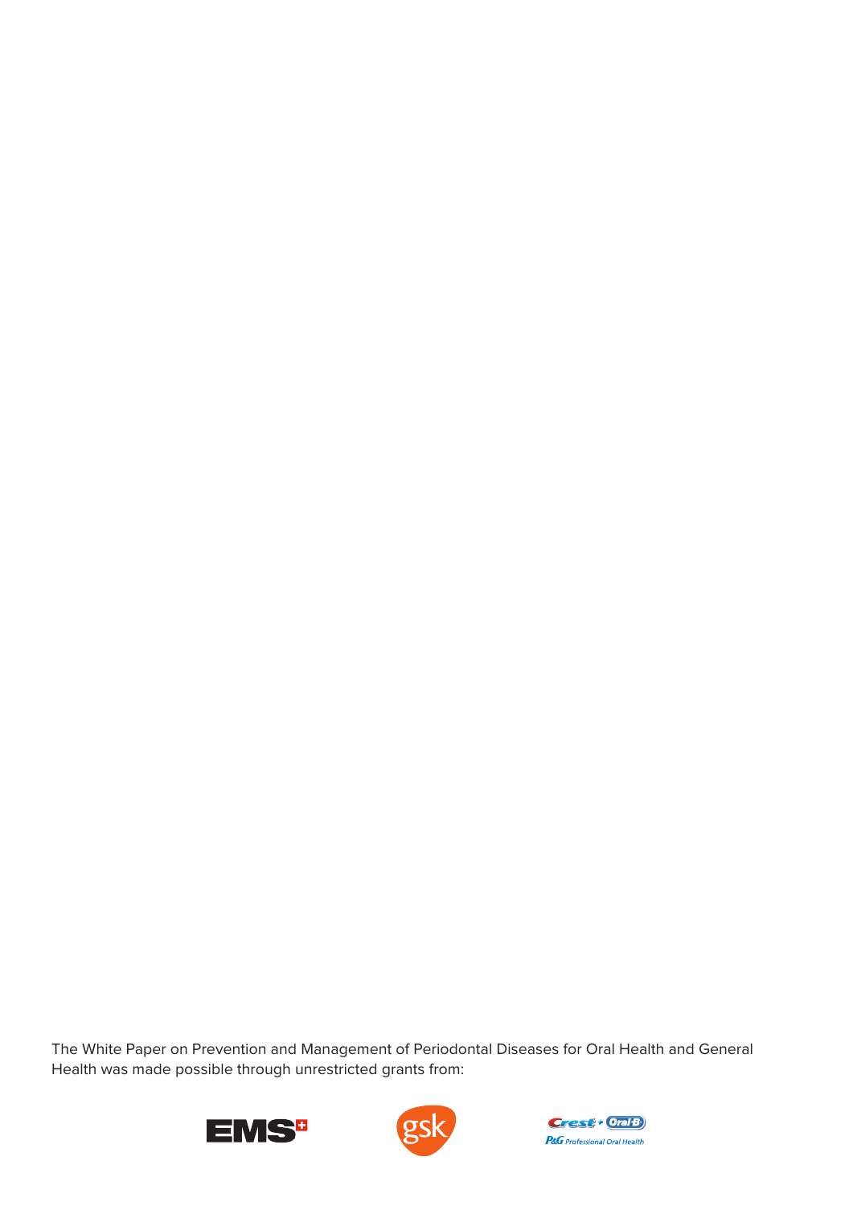The White Paper on Prevention and Management of Periodontal Diseases for Oral Health and General Health was made possible through unrestricted grants from: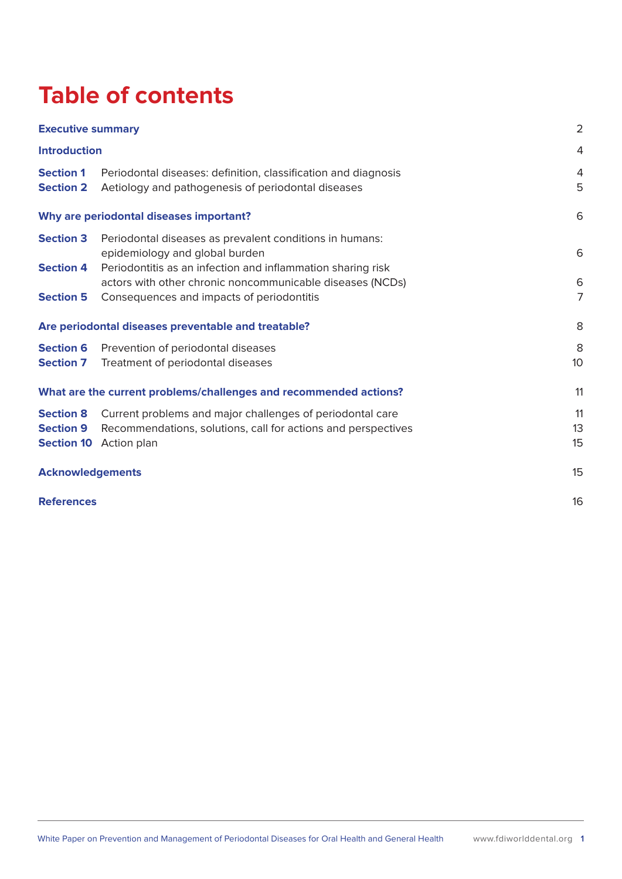# Table of contents

| | | |
|---|---|---|
| **Executive summary** | | 2 |
| **Introduction** | | 4 |
| **Section 1** | Periodontal diseases: definition, classification and diagnosis | 4 |
| **Section 2** | Aetiology and pathogenesis of periodontal diseases | 5 |
| **Why are periodontal diseases important?** | | 6 |
| **Section 3** | Periodontal diseases as prevalent conditions in humans: epidemiology and global burden | 6 |
| **Section 4** | Periodontitis as an infection and inflammation sharing risk actors with other chronic noncommunicable diseases (NCDs) | 6 |
| **Section 5** | Consequences and impacts of periodontitis | 7 |
| **Are periodontal diseases preventable and treatable?** | | 8 |
| **Section 6** | Prevention of periodontal diseases | 8 |
| **Section 7** | Treatment of periodontal diseases | 10 |
| **What are the current problems/challenges and recommended actions?** | | 11 |
| **Section 8** | Current problems and major challenges of periodontal care | 11 |
| **Section 9** | Recommendations, solutions, call for actions and perspectives | 13 |
| **Section 10** | Action plan | 15 |
| **Acknowledgements** | | 15 |
| **References** | | 16 |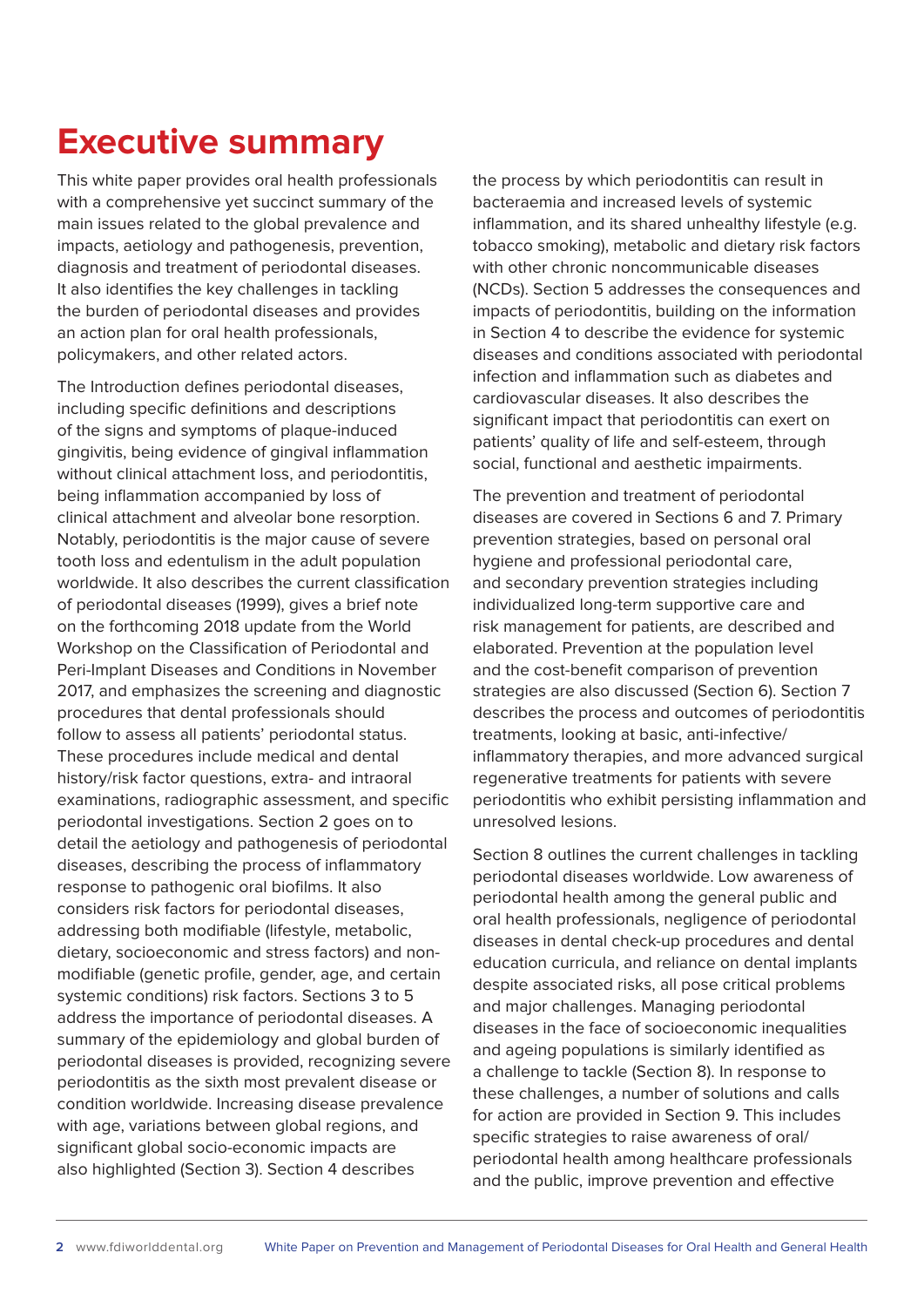# Executive summary

This white paper provides oral health professionals with a comprehensive yet succinct summary of the main issues related to the global prevalence and impacts, aetiology and pathogenesis, prevention, diagnosis and treatment of periodontal diseases. It also identifies the key challenges in tackling the burden of periodontal diseases and provides an action plan for oral health professionals, policymakers, and other related actors.

The Introduction defines periodontal diseases, including specific definitions and descriptions of the signs and symptoms of plaque-induced gingivitis, being evidence of gingival inflammation without clinical attachment loss, and periodontitis, being inflammation accompanied by loss of clinical attachment and alveolar bone resorption. Notably, periodontitis is the major cause of severe tooth loss and edentulism in the adult population worldwide. It also describes the current classification of periodontal diseases (1999), gives a brief note on the forthcoming 2018 update from the World Workshop on the Classification of Periodontal and Peri-Implant Diseases and Conditions in November 2017, and emphasizes the screening and diagnostic procedures that dental professionals should follow to assess all patients' periodontal status. These procedures include medical and dental history/risk factor questions, extra- and intraoral examinations, radiographic assessment, and specific periodontal investigations. Section 2 goes on to detail the aetiology and pathogenesis of periodontal diseases, describing the process of inflammatory response to pathogenic oral biofilms. It also considers risk factors for periodontal diseases, addressing both modifiable (lifestyle, metabolic, dietary, socioeconomic and stress factors) and non-modifiable (genetic profile, gender, age, and certain systemic conditions) risk factors. Sections 3 to 5 address the importance of periodontal diseases. A summary of the epidemiology and global burden of periodontal diseases is provided, recognizing severe periodontitis as the sixth most prevalent disease or condition worldwide. Increasing disease prevalence with age, variations between global regions, and significant global socio-economic impacts are also highlighted (Section 3). Section 4 describes the process by which periodontitis can result in bacteraemia and increased levels of systemic inflammation, and its shared unhealthy lifestyle (e.g. tobacco smoking), metabolic and dietary risk factors with other chronic noncommunicable diseases (NCDs). Section 5 addresses the consequences and impacts of periodontitis, building on the information in Section 4 to describe the evidence for systemic diseases and conditions associated with periodontal infection and inflammation such as diabetes and cardiovascular diseases. It also describes the significant impact that periodontitis can exert on patients' quality of life and self-esteem, through social, functional and aesthetic impairments.

The prevention and treatment of periodontal diseases are covered in Sections 6 and 7. Primary prevention strategies, based on personal oral hygiene and professional periodontal care, and secondary prevention strategies including individualized long-term supportive care and risk management for patients, are described and elaborated. Prevention at the population level and the cost-benefit comparison of prevention strategies are also discussed (Section 6). Section 7 describes the process and outcomes of periodontitis treatments, looking at basic, anti-infective/inflammatory therapies, and more advanced surgical regenerative treatments for patients with severe periodontitis who exhibit persisting inflammation and unresolved lesions.

Section 8 outlines the current challenges in tackling periodontal diseases worldwide. Low awareness of periodontal health among the general public and oral health professionals, negligence of periodontal diseases in dental check-up procedures and dental education curricula, and reliance on dental implants despite associated risks, all pose critical problems and major challenges. Managing periodontal diseases in the face of socioeconomic inequalities and ageing populations is similarly identified as a challenge to tackle (Section 8). In response to these challenges, a number of solutions and calls for action are provided in Section 9. This includes specific strategies to raise awareness of oral/periodontal health among healthcare professionals and the public, improve prevention and effective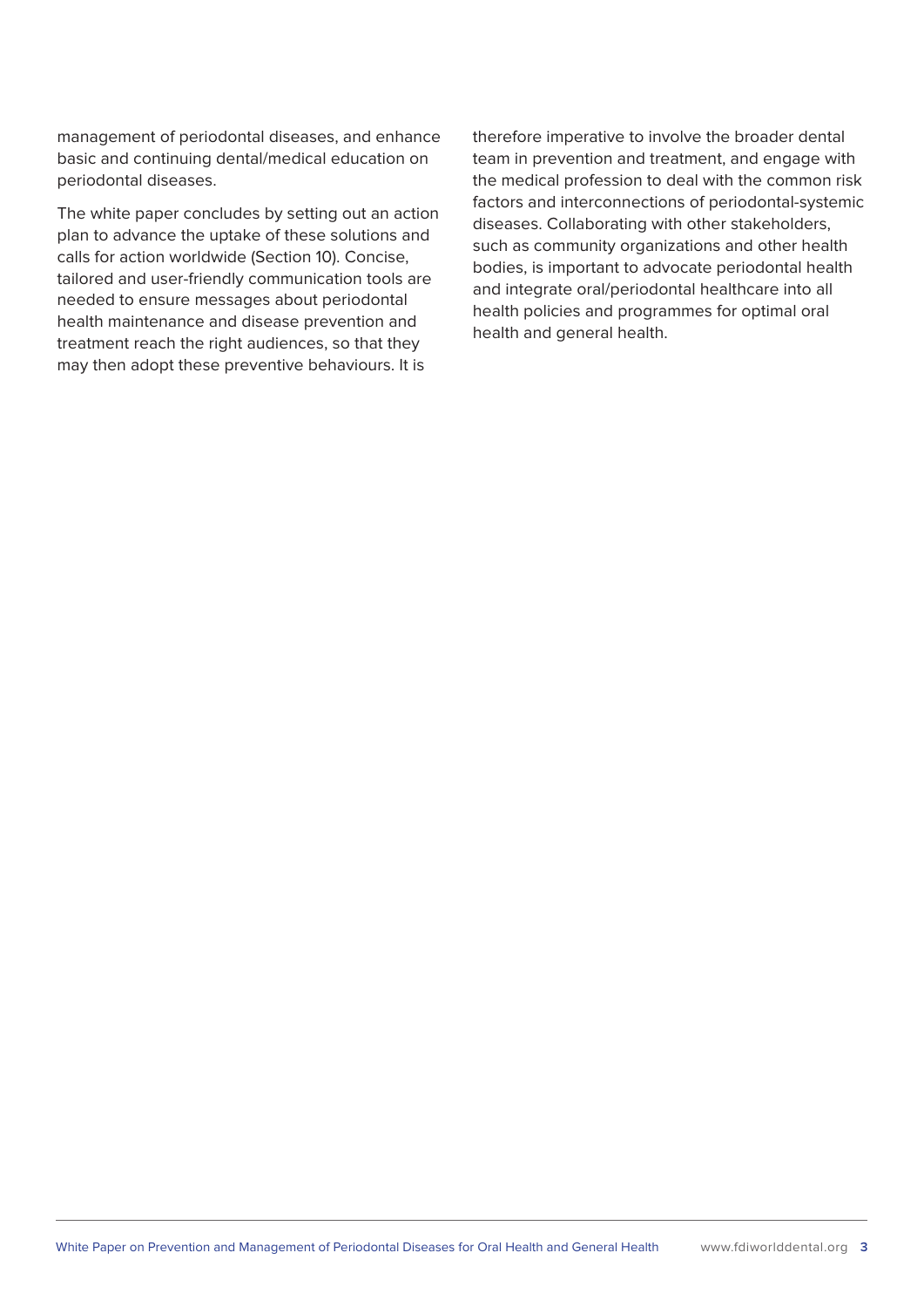management of periodontal diseases, and enhance basic and continuing dental/medical education on periodontal diseases.

The white paper concludes by setting out an action plan to advance the uptake of these solutions and calls for action worldwide (Section 10). Concise, tailored and user-friendly communication tools are needed to ensure messages about periodontal health maintenance and disease prevention and treatment reach the right audiences, so that they may then adopt these preventive behaviours. It is therefore imperative to involve the broader dental team in prevention and treatment, and engage with the medical profession to deal with the common risk factors and interconnections of periodontal-systemic diseases. Collaborating with other stakeholders, such as community organizations and other health bodies, is important to advocate periodontal health and integrate oral/periodontal healthcare into all health policies and programmes for optimal oral health and general health.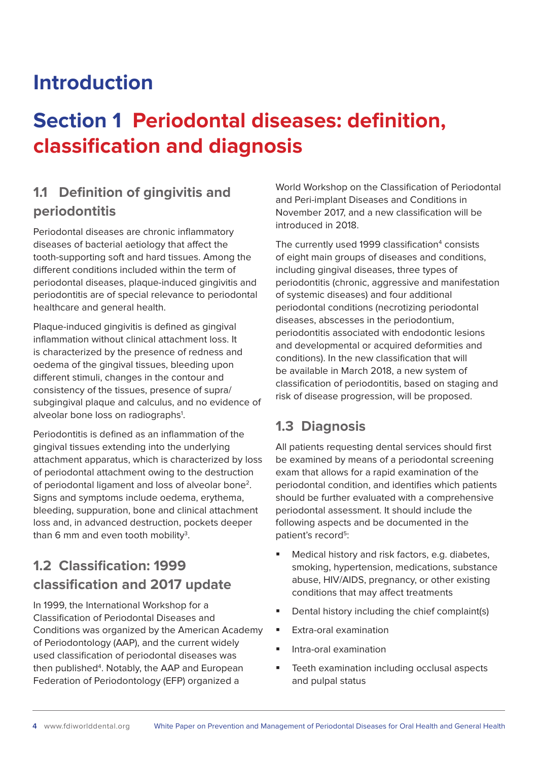# Introduction

# Section 1 Periodontal diseases: definition, classification and diagnosis

## 1.1 Definition of gingivitis and periodontitis

Periodontal diseases are chronic inflammatory diseases of bacterial aetiology that affect the tooth-supporting soft and hard tissues. Among the different conditions included within the term of periodontal diseases, plaque-induced gingivitis and periodontitis are of special relevance to periodontal healthcare and general health.

Plaque-induced gingivitis is defined as gingival inflammation without clinical attachment loss. It is characterized by the presence of redness and oedema of the gingival tissues, bleeding upon different stimuli, changes in the contour and consistency of the tissues, presence of supra/subgingival plaque and calculus, and no evidence of alveolar bone loss on radiographs[1].

Periodontitis is defined as an inflammation of the gingival tissues extending into the underlying attachment apparatus, which is characterized by loss of periodontal attachment owing to the destruction of periodontal ligament and loss of alveolar bone[2]. Signs and symptoms include oedema, erythema, bleeding, suppuration, bone and clinical attachment loss and, in advanced destruction, pockets deeper than 6 mm and even tooth mobility[3].

## 1.2 Classification: 1999 classification and 2017 update

In 1999, the International Workshop for a Classification of Periodontal Diseases and Conditions was organized by the American Academy of Periodontology (AAP), and the current widely used classification of periodontal diseases was then published[4]. Notably, the AAP and European Federation of Periodontology (EFP) organized a World Workshop on the Classification of Periodontal and Peri-implant Diseases and Conditions in November 2017, and a new classification will be introduced in 2018.

The currently used 1999 classification[4] consists of eight main groups of diseases and conditions, including gingival diseases, three types of periodontitis (chronic, aggressive and manifestation of systemic diseases) and four additional periodontal conditions (necrotizing periodontal diseases, abscesses in the periodontium, periodontitis associated with endodontic lesions and developmental or acquired deformities and conditions). In the new classification that will be available in March 2018, a new system of classification of periodontitis, based on staging and risk of disease progression, will be proposed.

## 1.3 Diagnosis

All patients requesting dental services should first be examined by means of a periodontal screening exam that allows for a rapid examination of the periodontal condition, and identifies which patients should be further evaluated with a comprehensive periodontal assessment. It should include the following aspects and be documented in the patient's record[5]:

- Medical history and risk factors, e.g. diabetes, smoking, hypertension, medications, substance abuse, HIV/AIDS, pregnancy, or other existing conditions that may affect treatments
- Dental history including the chief complaint(s)
- Extra-oral examination
- Intra-oral examination
- Teeth examination including occlusal aspects and pulpal status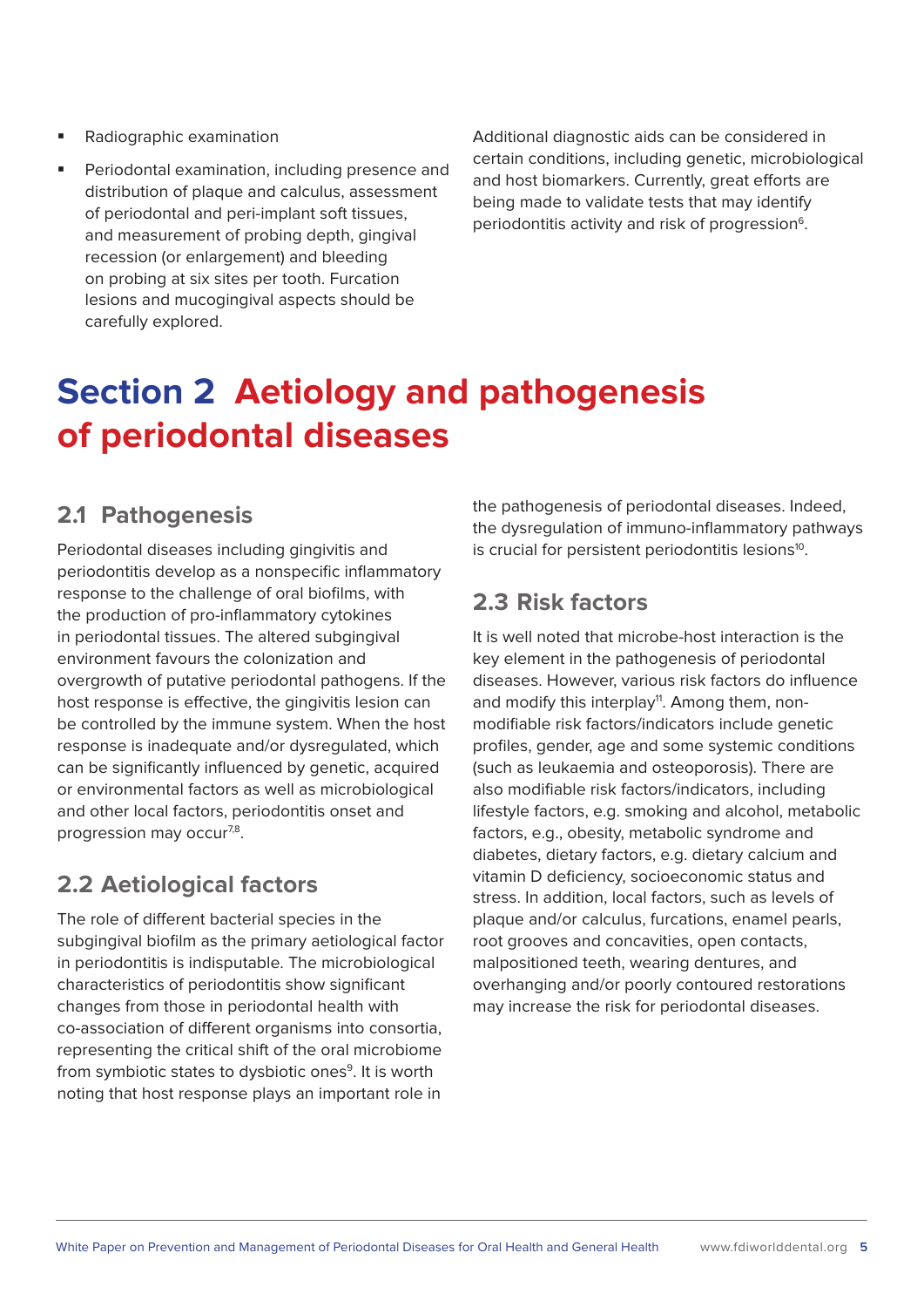- Radiographic examination
- Periodontal examination, including presence and distribution of plaque and calculus, assessment of periodontal and peri-implant soft tissues, and measurement of probing depth, gingival recession (or enlargement) and bleeding on probing at six sites per tooth. Furcation lesions and mucogingival aspects should be carefully explored.

Additional diagnostic aids can be considered in certain conditions, including genetic, microbiological and host biomarkers. Currently, great efforts are being made to validate tests that may identify periodontitis activity and risk of progression[6].

# Section 2 Aetiology and pathogenesis of periodontal diseases

## 2.1 Pathogenesis

Periodontal diseases including gingivitis and periodontitis develop as a nonspecific inflammatory response to the challenge of oral biofilms, with the production of pro-inflammatory cytokines in periodontal tissues. The altered subgingival environment favours the colonization and overgrowth of putative periodontal pathogens. If the host response is effective, the gingivitis lesion can be controlled by the immune system. When the host response is inadequate and/or dysregulated, which can be significantly influenced by genetic, acquired or environmental factors as well as microbiological and other local factors, periodontitis onset and progression may occur[7,8].

## 2.2 Aetiological factors

The role of different bacterial species in the subgingival biofilm as the primary aetiological factor in periodontitis is indisputable. The microbiological characteristics of periodontitis show significant changes from those in periodontal health with co-association of different organisms into consortia, representing the critical shift of the oral microbiome from symbiotic states to dysbiotic ones[9]. It is worth noting that host response plays an important role in the pathogenesis of periodontal diseases. Indeed, the dysregulation of immuno-inflammatory pathways is crucial for persistent periodontitis lesions[10].

## 2.3 Risk factors

It is well noted that microbe-host interaction is the key element in the pathogenesis of periodontal diseases. However, various risk factors do influence and modify this interplay[11]. Among them, non-modifiable risk factors/indicators include genetic profiles, gender, age and some systemic conditions (such as leukaemia and osteoporosis). There are also modifiable risk factors/indicators, including lifestyle factors, e.g. smoking and alcohol, metabolic factors, e.g., obesity, metabolic syndrome and diabetes, dietary factors, e.g. dietary calcium and vitamin D deficiency, socioeconomic status and stress. In addition, local factors, such as levels of plaque and/or calculus, furcations, enamel pearls, root grooves and concavities, open contacts, malpositioned teeth, wearing dentures, and overhanging and/or poorly contoured restorations may increase the risk for periodontal diseases.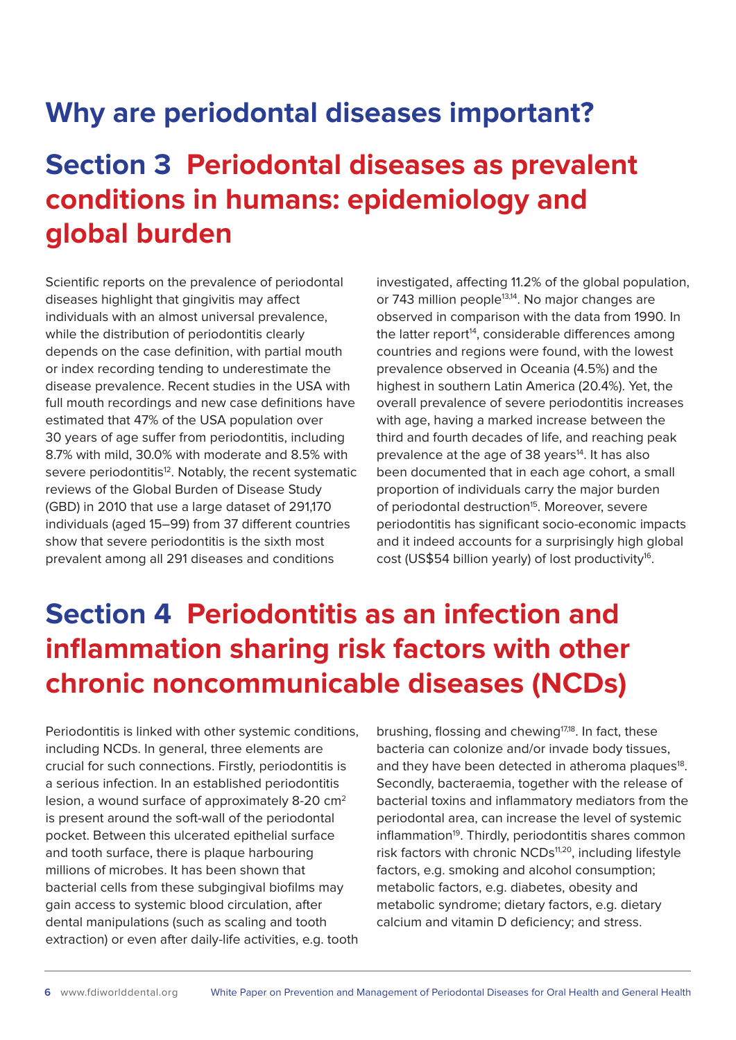# Why are periodontal diseases important?

## Section 3 Periodontal diseases as prevalent conditions in humans: epidemiology and global burden

Scientific reports on the prevalence of periodontal diseases highlight that gingivitis may affect individuals with an almost universal prevalence, while the distribution of periodontitis clearly depends on the case definition, with partial mouth or index recording tending to underestimate the disease prevalence. Recent studies in the USA with full mouth recordings and new case definitions have estimated that 47% of the USA population over 30 years of age suffer from periodontitis, including 8.7% with mild, 30.0% with moderate and 8.5% with severe periodontitis[12]. Notably, the recent systematic reviews of the Global Burden of Disease Study (GBD) in 2010 that use a large dataset of 291,170 individuals (aged 15–99) from 37 different countries show that severe periodontitis is the sixth most prevalent among all 291 diseases and conditions investigated, affecting 11.2% of the global population, or 743 million people[13,14]. No major changes are observed in comparison with the data from 1990. In the latter report[14], considerable differences among countries and regions were found, with the lowest prevalence observed in Oceania (4.5%) and the highest in southern Latin America (20.4%). Yet, the overall prevalence of severe periodontitis increases with age, having a marked increase between the third and fourth decades of life, and reaching peak prevalence at the age of 38 years[14]. It has also been documented that in each age cohort, a small proportion of individuals carry the major burden of periodontal destruction[15]. Moreover, severe periodontitis has significant socio-economic impacts and it indeed accounts for a surprisingly high global cost (US$54 billion yearly) of lost productivity[16].

## Section 4 Periodontitis as an infection and inflammation sharing risk factors with other chronic noncommunicable diseases (NCDs)

Periodontitis is linked with other systemic conditions, including NCDs. In general, three elements are crucial for such connections. Firstly, periodontitis is a serious infection. In an established periodontitis lesion, a wound surface of approximately 8-20 $cm^2$ is present around the soft-wall of the periodontal pocket. Between this ulcerated epithelial surface and tooth surface, there is plaque harbouring millions of microbes. It has been shown that bacterial cells from these subgingival biofilms may gain access to systemic blood circulation, after dental manipulations (such as scaling and tooth extraction) or even after daily-life activities, e.g. tooth brushing, flossing and chewing[17,18]. In fact, these bacteria can colonize and/or invade body tissues, and they have been detected in atheroma plaques[18]. Secondly, bacteraemia, together with the release of bacterial toxins and inflammatory mediators from the periodontal area, can increase the level of systemic inflammation[19]. Thirdly, periodontitis shares common risk factors with chronic NCDs[11,20], including lifestyle factors, e.g. smoking and alcohol consumption; metabolic factors, e.g. diabetes, obesity and metabolic syndrome; dietary factors, e.g. dietary calcium and vitamin D deficiency; and stress.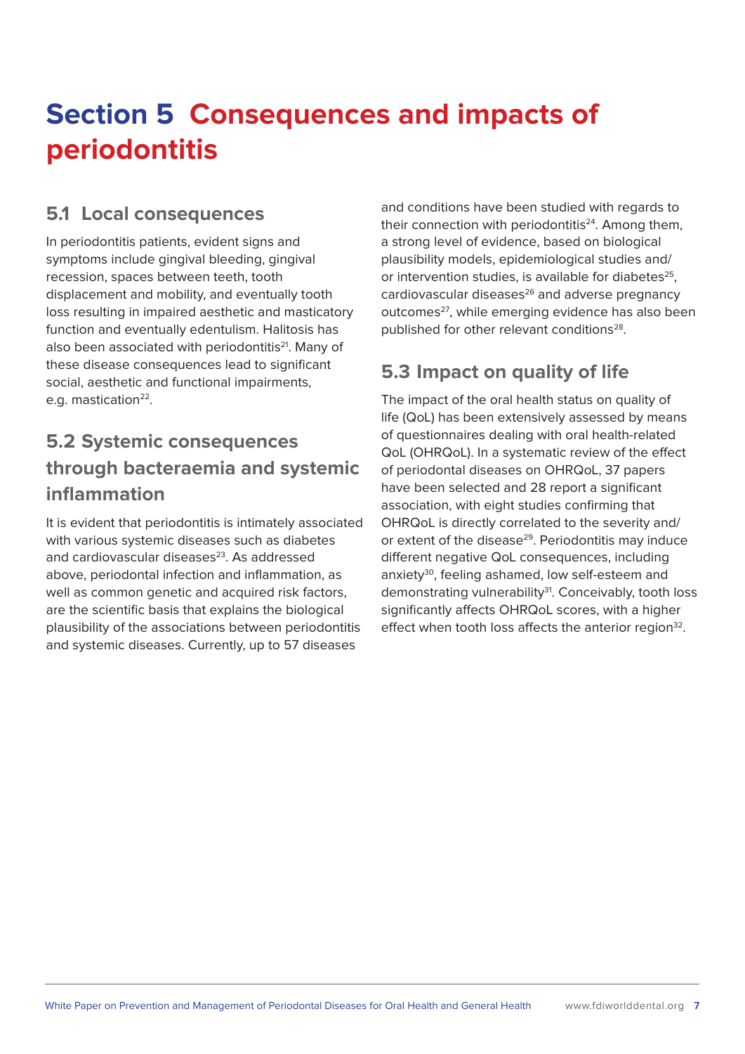# Section 5 Consequences and impacts of periodontitis

## 5.1 Local consequences

In periodontitis patients, evident signs and symptoms include gingival bleeding, gingival recession, spaces between teeth, tooth displacement and mobility, and eventually tooth loss resulting in impaired aesthetic and masticatory function and eventually edentulism. Halitosis has also been associated with periodontitis[21]. Many of these disease consequences lead to significant social, aesthetic and functional impairments, e.g. mastication[22].

## 5.2 Systemic consequences through bacteraemia and systemic inflammation

It is evident that periodontitis is intimately associated with various systemic diseases such as diabetes and cardiovascular diseases[23]. As addressed above, periodontal infection and inflammation, as well as common genetic and acquired risk factors, are the scientific basis that explains the biological plausibility of the associations between periodontitis and systemic diseases. Currently, up to 57 diseases and conditions have been studied with regards to their connection with periodontitis[24]. Among them, a strong level of evidence, based on biological plausibility models, epidemiological studies and/or intervention studies, is available for diabetes[25], cardiovascular diseases[26] and adverse pregnancy outcomes[27], while emerging evidence has also been published for other relevant conditions[28].

## 5.3 Impact on quality of life

The impact of the oral health status on quality of life (QoL) has been extensively assessed by means of questionnaires dealing with oral health-related QoL (OHRQoL). In a systematic review of the effect of periodontal diseases on OHRQoL, 37 papers have been selected and 28 report a significant association, with eight studies confirming that OHRQoL is directly correlated to the severity and/or extent of the disease[29]. Periodontitis may induce different negative QoL consequences, including anxiety[30], feeling ashamed, low self-esteem and demonstrating vulnerability[31]. Conceivably, tooth loss significantly affects OHRQoL scores, with a higher effect when tooth loss affects the anterior region[32].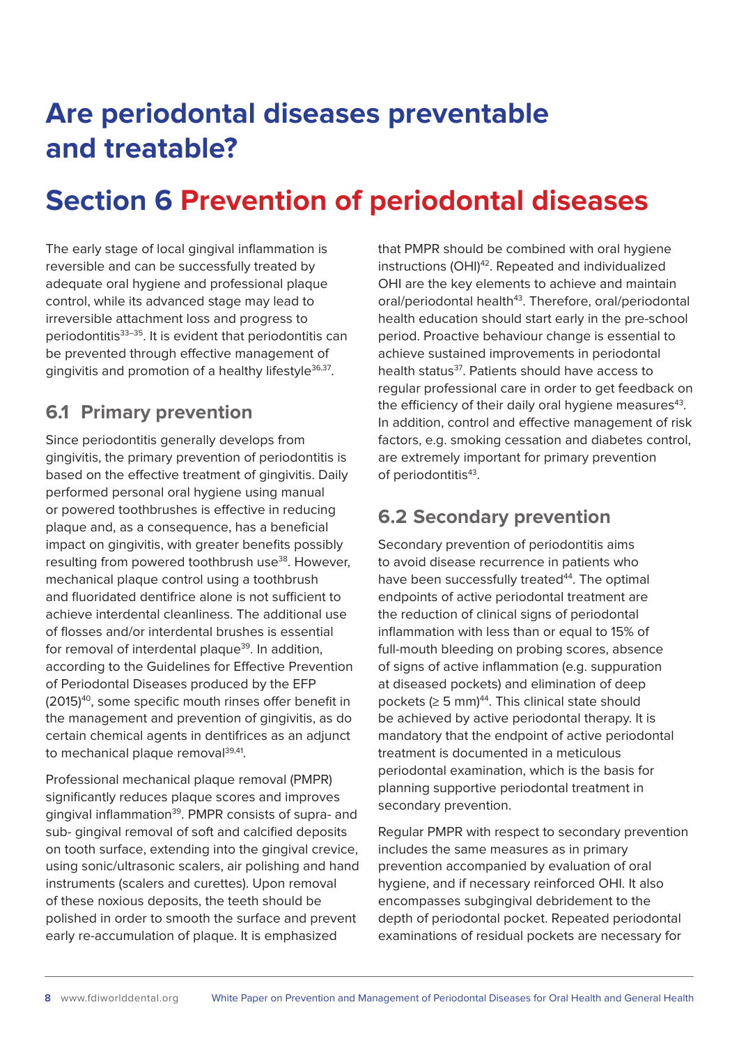# Are periodontal diseases preventable and treatable?

# Section 6 Prevention of periodontal diseases

The early stage of local gingival inflammation is reversible and can be successfully treated by adequate oral hygiene and professional plaque control, while its advanced stage may lead to irreversible attachment loss and progress to periodontitis[33–35]. It is evident that periodontitis can be prevented through effective management of gingivitis and promotion of a healthy lifestyle[36,37].

## 6.1 Primary prevention

Since periodontitis generally develops from gingivitis, the primary prevention of periodontitis is based on the effective treatment of gingivitis. Daily performed personal oral hygiene using manual or powered toothbrushes is effective in reducing plaque and, as a consequence, has a beneficial impact on gingivitis, with greater benefits possibly resulting from powered toothbrush use[38]. However, mechanical plaque control using a toothbrush and fluoridated dentifrice alone is not sufficient to achieve interdental cleanliness. The additional use of flosses and/or interdental brushes is essential for removal of interdental plaque[39]. In addition, according to the Guidelines for Effective Prevention of Periodontal Diseases produced by the EFP (2015)[40], some specific mouth rinses offer benefit in the management and prevention of gingivitis, as do certain chemical agents in dentifrices as an adjunct to mechanical plaque removal[39,41].

Professional mechanical plaque removal (PMPR) significantly reduces plaque scores and improves gingival inflammation[39]. PMPR consists of supra- and sub- gingival removal of soft and calcified deposits on tooth surface, extending into the gingival crevice, using sonic/ultrasonic scalers, air polishing and hand instruments (scalers and curettes). Upon removal of these noxious deposits, the teeth should be polished in order to smooth the surface and prevent early re-accumulation of plaque. It is emphasized that PMPR should be combined with oral hygiene instructions (OHI)[42]. Repeated and individualized OHI are the key elements to achieve and maintain oral/periodontal health[43]. Therefore, oral/periodontal health education should start early in the pre-school period. Proactive behaviour change is essential to achieve sustained improvements in periodontal health status[37]. Patients should have access to regular professional care in order to get feedback on the efficiency of their daily oral hygiene measures[43]. In addition, control and effective management of risk factors, e.g. smoking cessation and diabetes control, are extremely important for primary prevention of periodontitis[43].

## 6.2 Secondary prevention

Secondary prevention of periodontitis aims to avoid disease recurrence in patients who have been successfully treated[44]. The optimal endpoints of active periodontal treatment are the reduction of clinical signs of periodontal inflammation with less than or equal to 15% of full-mouth bleeding on probing scores, absence of signs of active inflammation (e.g. suppuration at diseased pockets) and elimination of deep pockets (≥ 5 mm)[44]. This clinical state should be achieved by active periodontal therapy. It is mandatory that the endpoint of active periodontal treatment is documented in a meticulous periodontal examination, which is the basis for planning supportive periodontal treatment in secondary prevention.

Regular PMPR with respect to secondary prevention includes the same measures as in primary prevention accompanied by evaluation of oral hygiene, and if necessary reinforced OHI. It also encompasses subgingival debridement to the depth of periodontal pocket. Repeated periodontal examinations of residual pockets are necessary for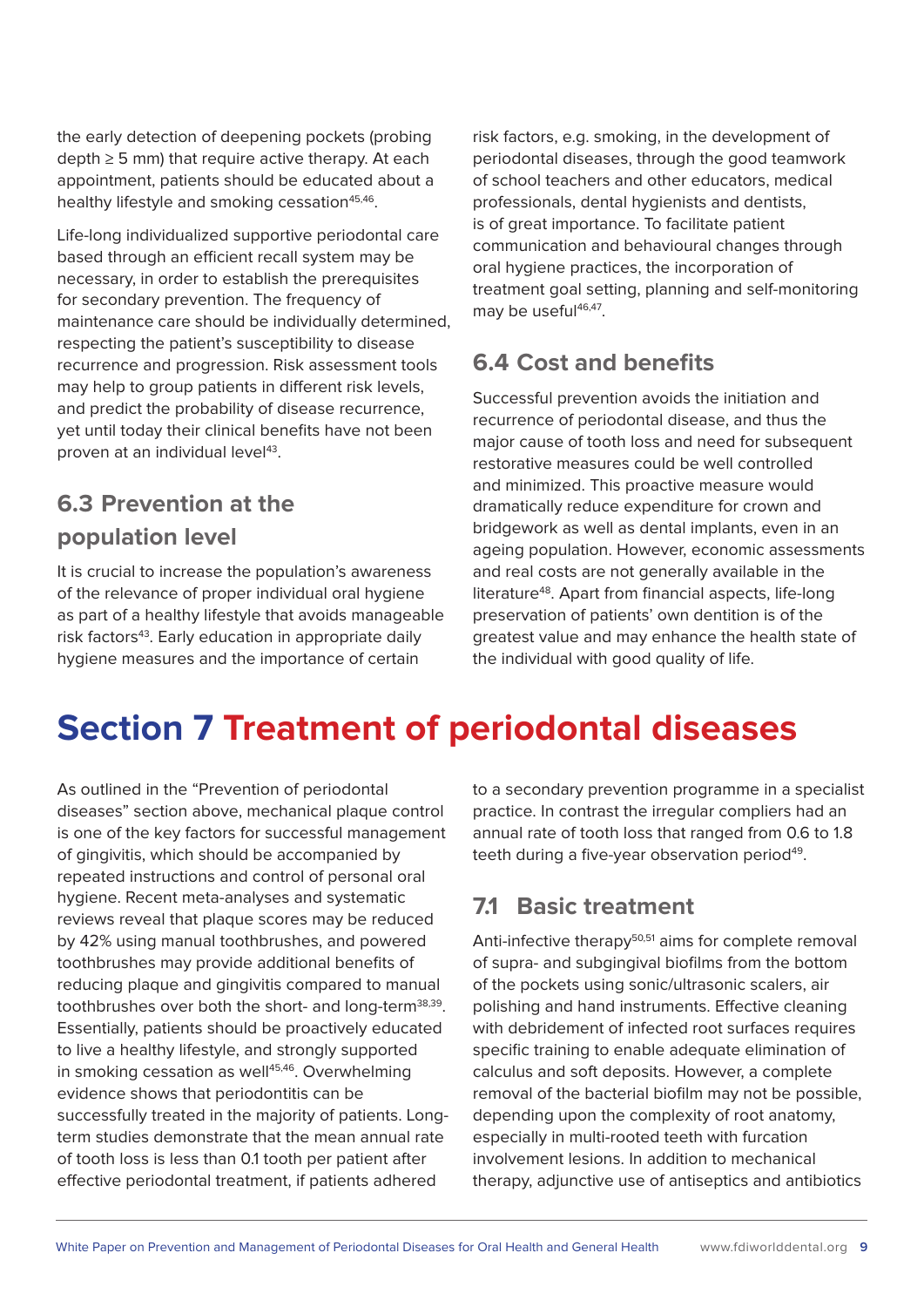the early detection of deepening pockets (probing depth ≥ 5 mm) that require active therapy. At each appointment, patients should be educated about a healthy lifestyle and smoking cessation[45,46].

Life-long individualized supportive periodontal care based through an efficient recall system may be necessary, in order to establish the prerequisites for secondary prevention. The frequency of maintenance care should be individually determined, respecting the patient's susceptibility to disease recurrence and progression. Risk assessment tools may help to group patients in different risk levels, and predict the probability of disease recurrence, yet until today their clinical benefits have not been proven at an individual level[43].

## 6.3 Prevention at the population level

It is crucial to increase the population's awareness of the relevance of proper individual oral hygiene as part of a healthy lifestyle that avoids manageable risk factors[43]. Early education in appropriate daily hygiene measures and the importance of certain risk factors, e.g. smoking, in the development of periodontal diseases, through the good teamwork of school teachers and other educators, medical professionals, dental hygienists and dentists, is of great importance. To facilitate patient communication and behavioural changes through oral hygiene practices, the incorporation of treatment goal setting, planning and self-monitoring may be useful[46,47].

## 6.4 Cost and benefits

Successful prevention avoids the initiation and recurrence of periodontal disease, and thus the major cause of tooth loss and need for subsequent restorative measures could be well controlled and minimized. This proactive measure would dramatically reduce expenditure for crown and bridgework as well as dental implants, even in an ageing population. However, economic assessments and real costs are not generally available in the literature[48]. Apart from financial aspects, life-long preservation of patients' own dentition is of the greatest value and may enhance the health state of the individual with good quality of life.

# Section 7 Treatment of periodontal diseases

As outlined in the "Prevention of periodontal diseases" section above, mechanical plaque control is one of the key factors for successful management of gingivitis, which should be accompanied by repeated instructions and control of personal oral hygiene. Recent meta-analyses and systematic reviews reveal that plaque scores may be reduced by 42% using manual toothbrushes, and powered toothbrushes may provide additional benefits of reducing plaque and gingivitis compared to manual toothbrushes over both the short- and long-term[38,39]. Essentially, patients should be proactively educated to live a healthy lifestyle, and strongly supported in smoking cessation as well[45,46]. Overwhelming evidence shows that periodontitis can be successfully treated in the majority of patients. Long-term studies demonstrate that the mean annual rate of tooth loss is less than 0.1 tooth per patient after effective periodontal treatment, if patients adhered to a secondary prevention programme in a specialist practice. In contrast the irregular compliers had an annual rate of tooth loss that ranged from 0.6 to 1.8 teeth during a five-year observation period[49].

## 7.1 Basic treatment

Anti-infective therapy[50,51] aims for complete removal of supra- and subgingival biofilms from the bottom of the pockets using sonic/ultrasonic scalers, air polishing and hand instruments. Effective cleaning with debridement of infected root surfaces requires specific training to enable adequate elimination of calculus and soft deposits. However, a complete removal of the bacterial biofilm may not be possible, depending upon the complexity of root anatomy, especially in multi-rooted teeth with furcation involvement lesions. In addition to mechanical therapy, adjunctive use of antiseptics and antibiotics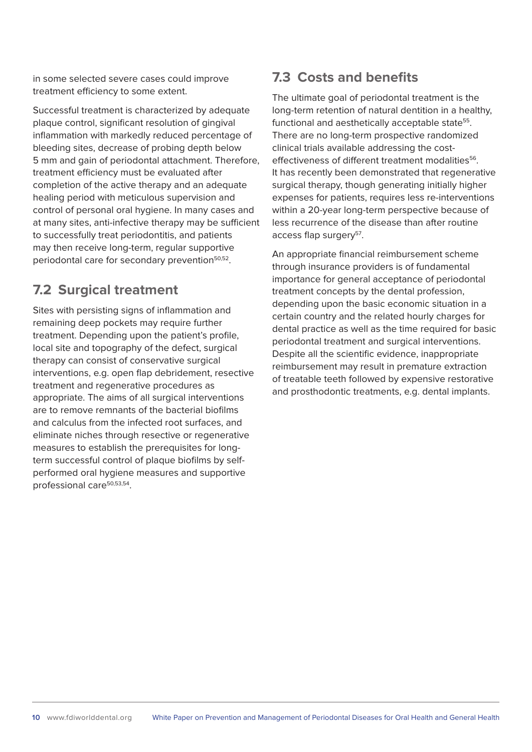in some selected severe cases could improve treatment efficiency to some extent.

Successful treatment is characterized by adequate plaque control, significant resolution of gingival inflammation with markedly reduced percentage of bleeding sites, decrease of probing depth below 5 mm and gain of periodontal attachment. Therefore, treatment efficiency must be evaluated after completion of the active therapy and an adequate healing period with meticulous supervision and control of personal oral hygiene. In many cases and at many sites, anti-infective therapy may be sufficient to successfully treat periodontitis, and patients may then receive long-term, regular supportive periodontal care for secondary prevention[50,52].

## 7.2 Surgical treatment

Sites with persisting signs of inflammation and remaining deep pockets may require further treatment. Depending upon the patient's profile, local site and topography of the defect, surgical therapy can consist of conservative surgical interventions, e.g. open flap debridement, resective treatment and regenerative procedures as appropriate. The aims of all surgical interventions are to remove remnants of the bacterial biofilms and calculus from the infected root surfaces, and eliminate niches through resective or regenerative measures to establish the prerequisites for long-term successful control of plaque biofilms by self-performed oral hygiene measures and supportive professional care[50,53,54].

## 7.3 Costs and benefits

The ultimate goal of periodontal treatment is the long-term retention of natural dentition in a healthy, functional and aesthetically acceptable state[55]. There are no long-term prospective randomized clinical trials available addressing the cost-effectiveness of different treatment modalities[56]. It has recently been demonstrated that regenerative surgical therapy, though generating initially higher expenses for patients, requires less re-interventions within a 20-year long-term perspective because of less recurrence of the disease than after routine access flap surgery[57].

An appropriate financial reimbursement scheme through insurance providers is of fundamental importance for general acceptance of periodontal treatment concepts by the dental profession, depending upon the basic economic situation in a certain country and the related hourly charges for dental practice as well as the time required for basic periodontal treatment and surgical interventions. Despite all the scientific evidence, inappropriate reimbursement may result in premature extraction of treatable teeth followed by expensive restorative and prosthodontic treatments, e.g. dental implants.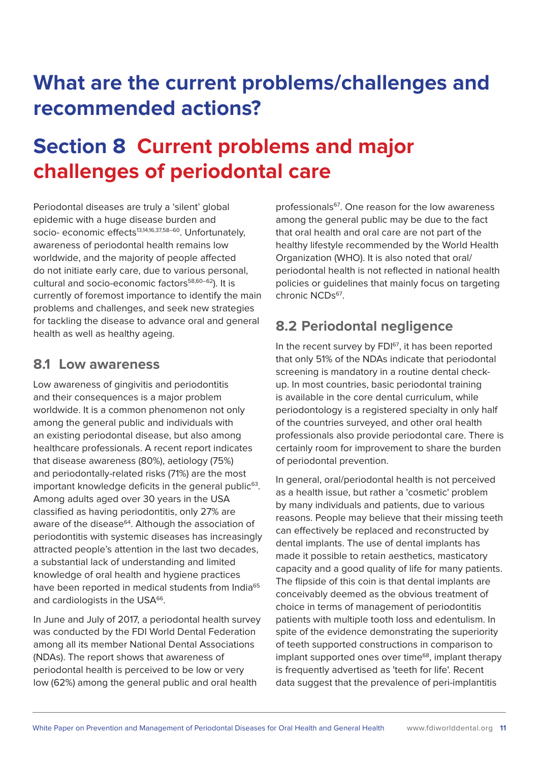# What are the current problems/challenges and recommended actions?

# Section 8 Current problems and major challenges of periodontal care

Periodontal diseases are truly a 'silent' global epidemic with a huge disease burden and socio- economic effects[13,14,16,37,58–60]. Unfortunately, awareness of periodontal health remains low worldwide, and the majority of people affected do not initiate early care, due to various personal, cultural and socio-economic factors[58,60–62]). It is currently of foremost importance to identify the main problems and challenges, and seek new strategies for tackling the disease to advance oral and general health as well as healthy ageing.

## 8.1 Low awareness

Low awareness of gingivitis and periodontitis and their consequences is a major problem worldwide. It is a common phenomenon not only among the general public and individuals with an existing periodontal disease, but also among healthcare professionals. A recent report indicates that disease awareness (80%), aetiology (75%) and periodontally-related risks (71%) are the most important knowledge deficits in the general public[63]. Among adults aged over 30 years in the USA classified as having periodontitis, only 27% are aware of the disease[64]. Although the association of periodontitis with systemic diseases has increasingly attracted people's attention in the last two decades, a substantial lack of understanding and limited knowledge of oral health and hygiene practices have been reported in medical students from India[65] and cardiologists in the USA[66].

In June and July of 2017, a periodontal health survey was conducted by the FDI World Dental Federation among all its member National Dental Associations (NDAs). The report shows that awareness of periodontal health is perceived to be low or very low (62%) among the general public and oral health professionals[67]. One reason for the low awareness among the general public may be due to the fact that oral health and oral care are not part of the healthy lifestyle recommended by the World Health Organization (WHO). It is also noted that oral/periodontal health is not reflected in national health policies or guidelines that mainly focus on targeting chronic NCDs[67].

## 8.2 Periodontal negligence

In the recent survey by FDI[67], it has been reported that only 51% of the NDAs indicate that periodontal screening is mandatory in a routine dental check-up. In most countries, basic periodontal training is available in the core dental curriculum, while periodontology is a registered specialty in only half of the countries surveyed, and other oral health professionals also provide periodontal care. There is certainly room for improvement to share the burden of periodontal prevention.

In general, oral/periodontal health is not perceived as a health issue, but rather a 'cosmetic' problem by many individuals and patients, due to various reasons. People may believe that their missing teeth can effectively be replaced and reconstructed by dental implants. The use of dental implants has made it possible to retain aesthetics, masticatory capacity and a good quality of life for many patients. The flipside of this coin is that dental implants are conceivably deemed as the obvious treatment of choice in terms of management of periodontitis patients with multiple tooth loss and edentulism. In spite of the evidence demonstrating the superiority of teeth supported constructions in comparison to implant supported ones over time[68], implant therapy is frequently advertised as 'teeth for life'. Recent data suggest that the prevalence of peri-implantitis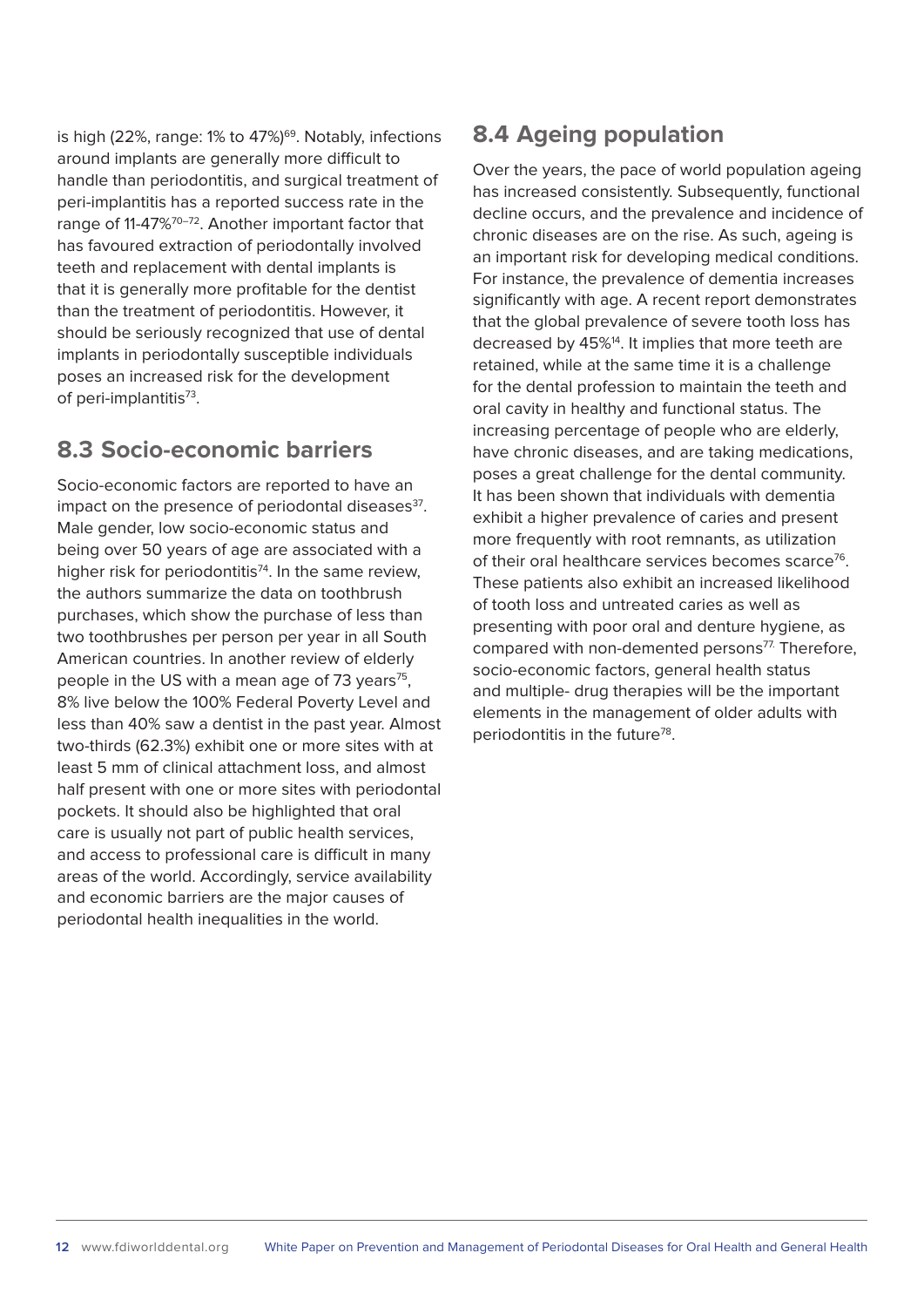is high (22%, range: 1% to 47%)[69]. Notably, infections around implants are generally more difficult to handle than periodontitis, and surgical treatment of peri-implantitis has a reported success rate in the range of 11-47%[70–72]. Another important factor that has favoured extraction of periodontally involved teeth and replacement with dental implants is that it is generally more profitable for the dentist than the treatment of periodontitis. However, it should be seriously recognized that use of dental implants in periodontally susceptible individuals poses an increased risk for the development of peri-implantitis[73].

## 8.3 Socio-economic barriers

Socio-economic factors are reported to have an impact on the presence of periodontal diseases[37]. Male gender, low socio-economic status and being over 50 years of age are associated with a higher risk for periodontitis[74]. In the same review, the authors summarize the data on toothbrush purchases, which show the purchase of less than two toothbrushes per person per year in all South American countries. In another review of elderly people in the US with a mean age of 73 years[75], 8% live below the 100% Federal Poverty Level and less than 40% saw a dentist in the past year. Almost two-thirds (62.3%) exhibit one or more sites with at least 5 mm of clinical attachment loss, and almost half present with one or more sites with periodontal pockets. It should also be highlighted that oral care is usually not part of public health services, and access to professional care is difficult in many areas of the world. Accordingly, service availability and economic barriers are the major causes of periodontal health inequalities in the world.

## 8.4 Ageing population

Over the years, the pace of world population ageing has increased consistently. Subsequently, functional decline occurs, and the prevalence and incidence of chronic diseases are on the rise. As such, ageing is an important risk for developing medical conditions. For instance, the prevalence of dementia increases significantly with age. A recent report demonstrates that the global prevalence of severe tooth loss has decreased by 45%[14]. It implies that more teeth are retained, while at the same time it is a challenge for the dental profession to maintain the teeth and oral cavity in healthy and functional status. The increasing percentage of people who are elderly, have chronic diseases, and are taking medications, poses a great challenge for the dental community. It has been shown that individuals with dementia exhibit a higher prevalence of caries and present more frequently with root remnants, as utilization of their oral healthcare services becomes scarce[76]. These patients also exhibit an increased likelihood of tooth loss and untreated caries as well as presenting with poor oral and denture hygiene, as compared with non-demented persons[77]. Therefore, socio-economic factors, general health status and multiple- drug therapies will be the important elements in the management of older adults with periodontitis in the future[78].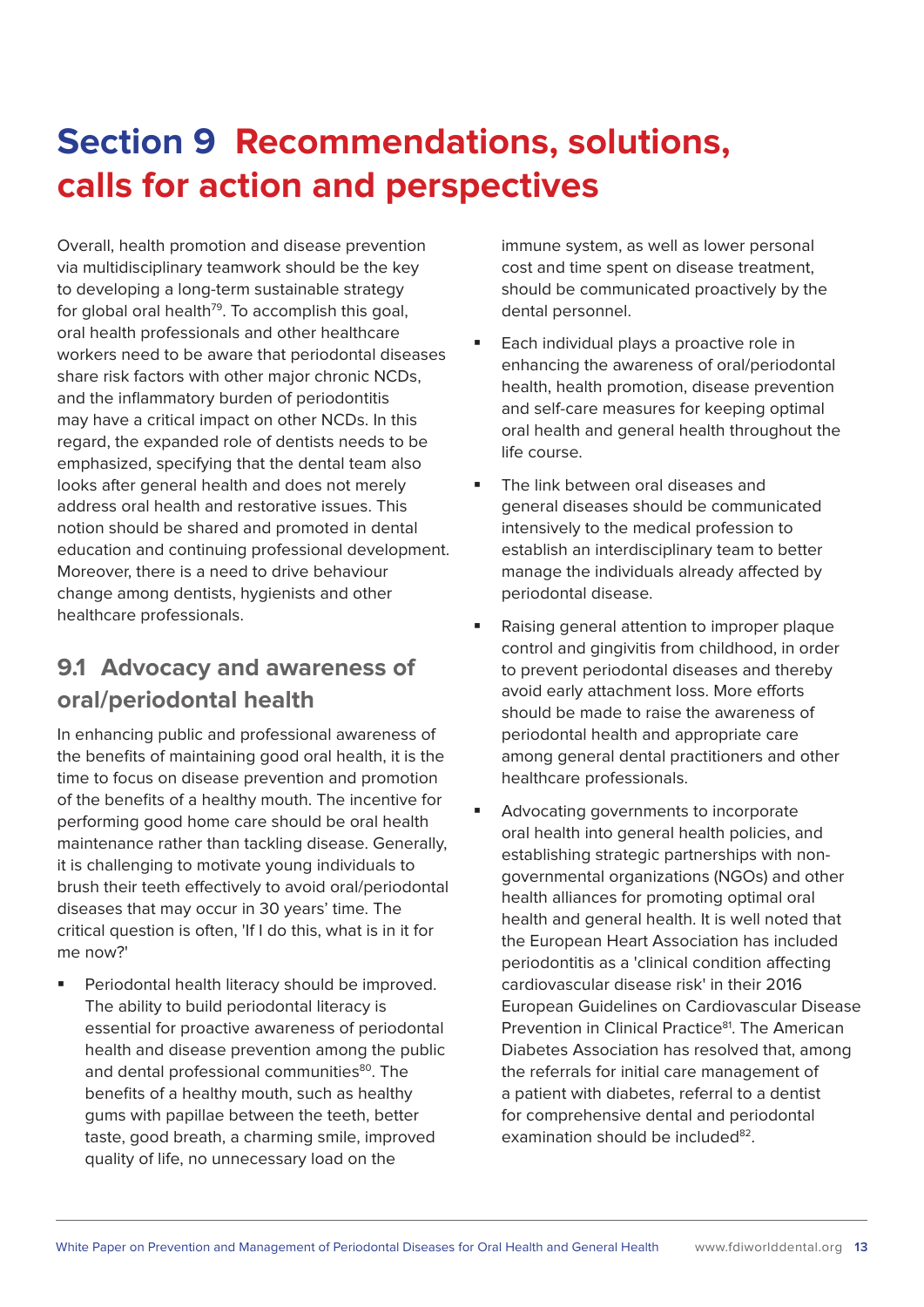# Section 9 Recommendations, solutions, calls for action and perspectives

Overall, health promotion and disease prevention via multidisciplinary teamwork should be the key to developing a long-term sustainable strategy for global oral health[79]. To accomplish this goal, oral health professionals and other healthcare workers need to be aware that periodontal diseases share risk factors with other major chronic NCDs, and the inflammatory burden of periodontitis may have a critical impact on other NCDs. In this regard, the expanded role of dentists needs to be emphasized, specifying that the dental team also looks after general health and does not merely address oral health and restorative issues. This notion should be shared and promoted in dental education and continuing professional development. Moreover, there is a need to drive behaviour change among dentists, hygienists and other healthcare professionals.

## 9.1 Advocacy and awareness of oral/periodontal health

In enhancing public and professional awareness of the benefits of maintaining good oral health, it is the time to focus on disease prevention and promotion of the benefits of a healthy mouth. The incentive for performing good home care should be oral health maintenance rather than tackling disease. Generally, it is challenging to motivate young individuals to brush their teeth effectively to avoid oral/periodontal diseases that may occur in 30 years' time. The critical question is often, 'If I do this, what is in it for me now?'

- Periodontal health literacy should be improved. The ability to build periodontal literacy is essential for proactive awareness of periodontal health and disease prevention among the public and dental professional communities[80]. The benefits of a healthy mouth, such as healthy gums with papillae between the teeth, better taste, good breath, a charming smile, improved quality of life, no unnecessary load on the immune system, as well as lower personal cost and time spent on disease treatment, should be communicated proactively by the dental personnel.
- Each individual plays a proactive role in enhancing the awareness of oral/periodontal health, health promotion, disease prevention and self-care measures for keeping optimal oral health and general health throughout the life course.
- The link between oral diseases and general diseases should be communicated intensively to the medical profession to establish an interdisciplinary team to better manage the individuals already affected by periodontal disease.
- Raising general attention to improper plaque control and gingivitis from childhood, in order to prevent periodontal diseases and thereby avoid early attachment loss. More efforts should be made to raise the awareness of periodontal health and appropriate care among general dental practitioners and other healthcare professionals.
- Advocating governments to incorporate oral health into general health policies, and establishing strategic partnerships with non-governmental organizations (NGOs) and other health alliances for promoting optimal oral health and general health. It is well noted that the European Heart Association has included periodontitis as a 'clinical condition affecting cardiovascular disease risk' in their 2016 European Guidelines on Cardiovascular Disease Prevention in Clinical Practice[81]. The American Diabetes Association has resolved that, among the referrals for initial care management of a patient with diabetes, referral to a dentist for comprehensive dental and periodontal examination should be included[82].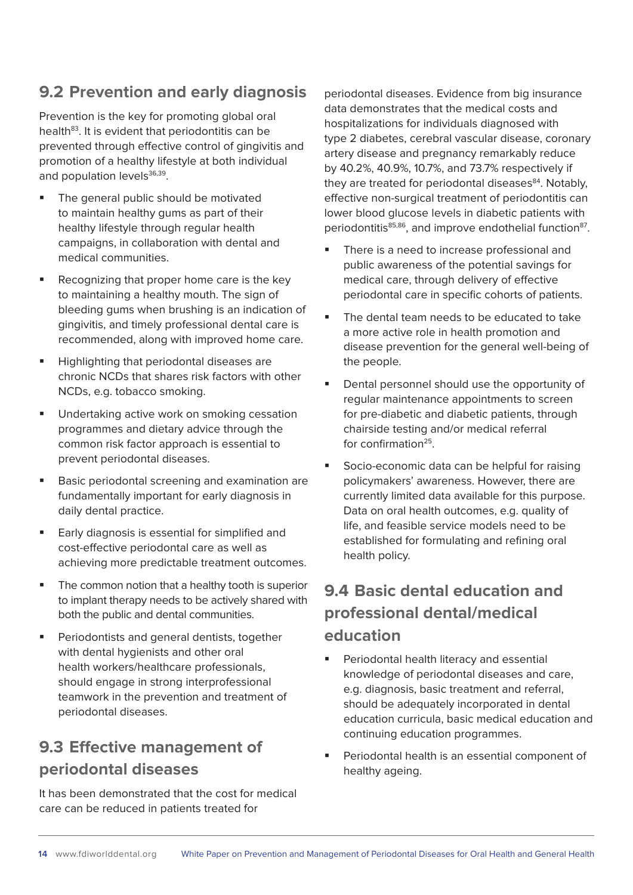## 9.2 Prevention and early diagnosis

Prevention is the key for promoting global oral health[83]. It is evident that periodontitis can be prevented through effective control of gingivitis and promotion of a healthy lifestyle at both individual and population levels[36,39].

- The general public should be motivated to maintain healthy gums as part of their healthy lifestyle through regular health campaigns, in collaboration with dental and medical communities.
- Recognizing that proper home care is the key to maintaining a healthy mouth. The sign of bleeding gums when brushing is an indication of gingivitis, and timely professional dental care is recommended, along with improved home care.
- Highlighting that periodontal diseases are chronic NCDs that shares risk factors with other NCDs, e.g. tobacco smoking.
- Undertaking active work on smoking cessation programmes and dietary advice through the common risk factor approach is essential to prevent periodontal diseases.
- Basic periodontal screening and examination are fundamentally important for early diagnosis in daily dental practice.
- Early diagnosis is essential for simplified and cost-effective periodontal care as well as achieving more predictable treatment outcomes.
- The common notion that a healthy tooth is superior to implant therapy needs to be actively shared with both the public and dental communities.
- Periodontists and general dentists, together with dental hygienists and other oral health workers/healthcare professionals, should engage in strong interprofessional teamwork in the prevention and treatment of periodontal diseases.

## 9.3 Effective management of periodontal diseases

It has been demonstrated that the cost for medical care can be reduced in patients treated for periodontal diseases. Evidence from big insurance data demonstrates that the medical costs and hospitalizations for individuals diagnosed with type 2 diabetes, cerebral vascular disease, coronary artery disease and pregnancy remarkably reduce by 40.2%, 40.9%, 10.7%, and 73.7% respectively if they are treated for periodontal diseases[84]. Notably, effective non-surgical treatment of periodontitis can lower blood glucose levels in diabetic patients with periodontitis[85,86], and improve endothelial function[87].

- There is a need to increase professional and public awareness of the potential savings for medical care, through delivery of effective periodontal care in specific cohorts of patients.
- The dental team needs to be educated to take a more active role in health promotion and disease prevention for the general well-being of the people.
- Dental personnel should use the opportunity of regular maintenance appointments to screen for pre-diabetic and diabetic patients, through chairside testing and/or medical referral for confirmation[25].
- Socio-economic data can be helpful for raising policymakers' awareness. However, there are currently limited data available for this purpose. Data on oral health outcomes, e.g. quality of life, and feasible service models need to be established for formulating and refining oral health policy.

## 9.4 Basic dental education and professional dental/medical education

- Periodontal health literacy and essential knowledge of periodontal diseases and care, e.g. diagnosis, basic treatment and referral, should be adequately incorporated in dental education curricula, basic medical education and continuing education programmes.
- Periodontal health is an essential component of healthy ageing.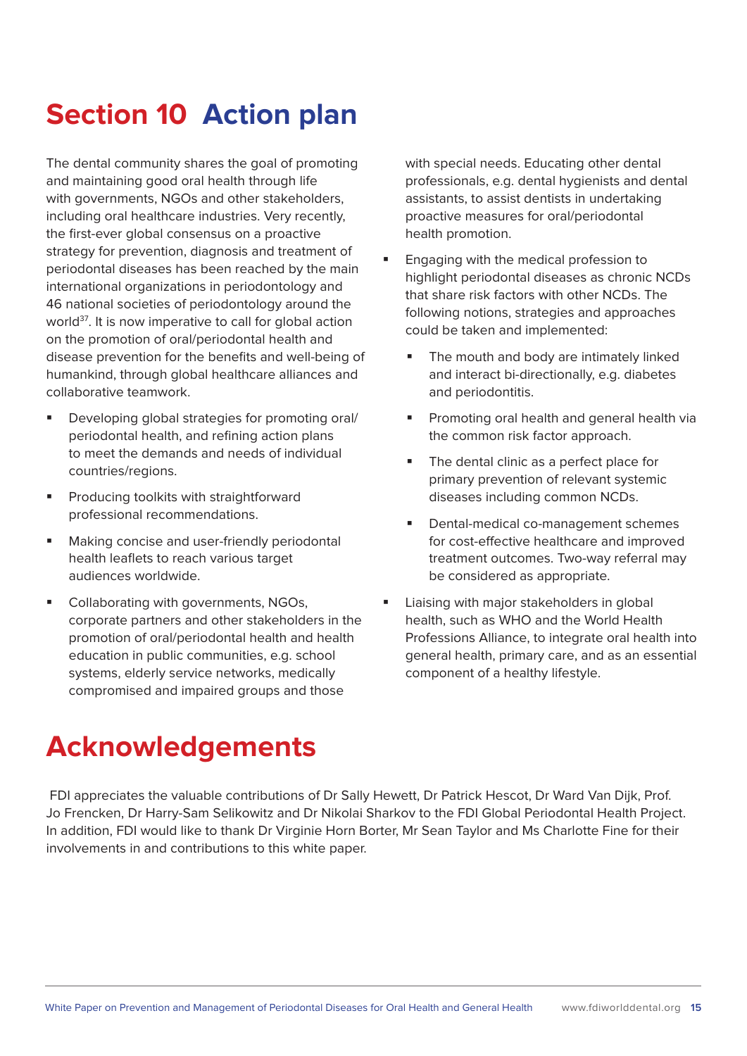# Section 10 Action plan

The dental community shares the goal of promoting and maintaining good oral health through life with governments, NGOs and other stakeholders, including oral healthcare industries. Very recently, the first-ever global consensus on a proactive strategy for prevention, diagnosis and treatment of periodontal diseases has been reached by the main international organizations in periodontology and 46 national societies of periodontology around the world[37]. It is now imperative to call for global action on the promotion of oral/periodontal health and disease prevention for the benefits and well-being of humankind, through global healthcare alliances and collaborative teamwork.

- Developing global strategies for promoting oral/periodontal health, and refining action plans to meet the demands and needs of individual countries/regions.
- Producing toolkits with straightforward professional recommendations.
- Making concise and user-friendly periodontal health leaflets to reach various target audiences worldwide.
- Collaborating with governments, NGOs, corporate partners and other stakeholders in the promotion of oral/periodontal health and health education in public communities, e.g. school systems, elderly service networks, medically compromised and impaired groups and those with special needs. Educating other dental professionals, e.g. dental hygienists and dental assistants, to assist dentists in undertaking proactive measures for oral/periodontal health promotion.
- Engaging with the medical profession to highlight periodontal diseases as chronic NCDs that share risk factors with other NCDs. The following notions, strategies and approaches could be taken and implemented:
  - The mouth and body are intimately linked and interact bi-directionally, e.g. diabetes and periodontitis.
  - Promoting oral health and general health via the common risk factor approach.
  - The dental clinic as a perfect place for primary prevention of relevant systemic diseases including common NCDs.
  - Dental-medical co-management schemes for cost-effective healthcare and improved treatment outcomes. Two-way referral may be considered as appropriate.
- Liaising with major stakeholders in global health, such as WHO and the World Health Professions Alliance, to integrate oral health into general health, primary care, and as an essential component of a healthy lifestyle.

# Acknowledgements

FDI appreciates the valuable contributions of Dr Sally Hewett, Dr Patrick Hescot, Dr Ward Van Dijk, Prof. Jo Frencken, Dr Harry-Sam Selikowitz and Dr Nikolai Sharkov to the FDI Global Periodontal Health Project. In addition, FDI would like to thank Dr Virginie Horn Borter, Mr Sean Taylor and Ms Charlotte Fine for their involvements in and contributions to this white paper.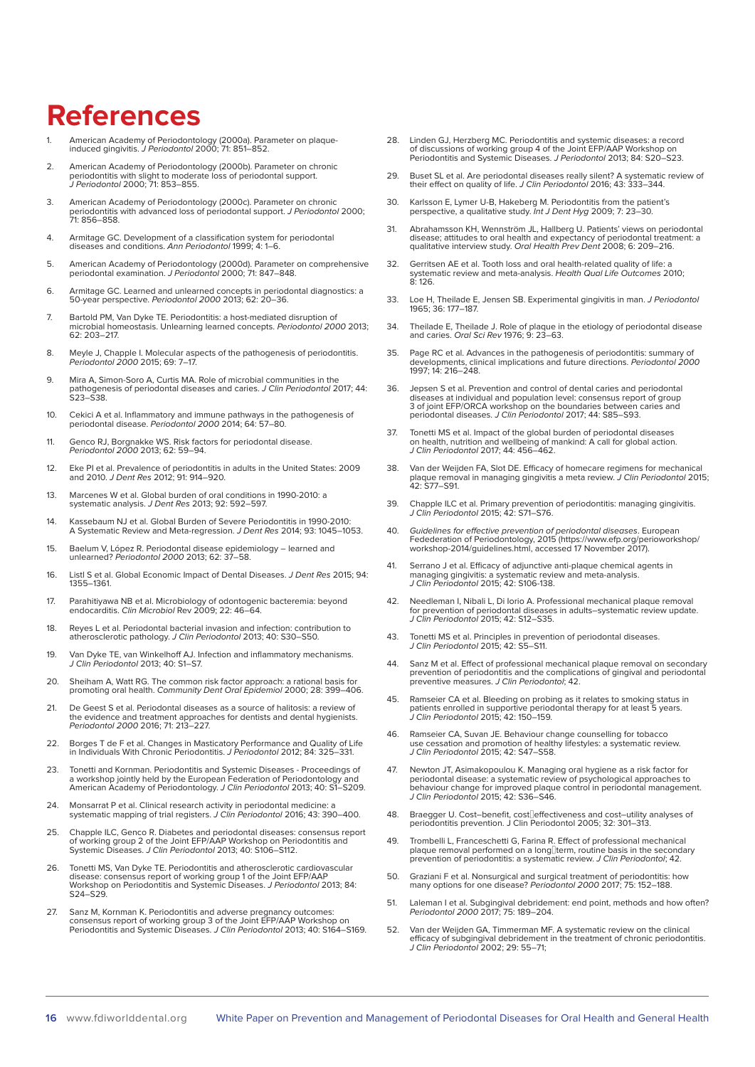# References

1. American Academy of Periodontology (2000a). Parameter on plaque-induced gingivitis. *J Periodontol* 2000; 71: 851–852.
2. American Academy of Periodontology (2000b). Parameter on chronic periodontitis with slight to moderate loss of periodontal support. *J Periodontol* 2000; 71: 853–855.
3. American Academy of Periodontology (2000c). Parameter on chronic periodontitis with advanced loss of periodontal support. *J Periodontol* 2000; 71: 856–858.
4. Armitage GC. Development of a classification system for periodontal diseases and conditions. *Ann Periodontol* 1999; 4: 1–6.
5. American Academy of Periodontology (2000d). Parameter on comprehensive periodontal examination. *J Periodontol* 2000; 71: 847–848.
6. Armitage GC. Learned and unlearned concepts in periodontal diagnostics: a 50-year perspective. *Periodontol 2000* 2013; 62: 20–36.
7. Bartold PM, Van Dyke TE. Periodontitis: a host-mediated disruption of microbial homeostasis. Unlearning learned concepts. *Periodontol 2000* 2013; 62: 203–217.
8. Meyle J, Chapple I. Molecular aspects of the pathogenesis of periodontitis. *Periodontol 2000* 2015; 69: 7–17.
9. Mira A, Simon-Soro A, Curtis MA. Role of microbial communities in the pathogenesis of periodontal diseases and caries. *J Clin Periodontol* 2017; 44: S23–S38.
10. Cekici A et al. Inflammatory and immune pathways in the pathogenesis of periodontal disease. *Periodontol 2000* 2014; 64: 57–80.
11. Genco RJ, Borgnakke WS. Risk factors for periodontal disease. *Periodontol 2000* 2013; 62: 59–94.
12. Eke PI et al. Prevalence of periodontitis in adults in the United States: 2009 and 2010. *J Dent Res* 2012; 91: 914–920.
13. Marcenes W et al. Global burden of oral conditions in 1990-2010: a systematic analysis. *J Dent Res* 2013; 92: 592–597.
14. Kassebaum NJ et al. Global Burden of Severe Periodontitis in 1990-2010: A Systematic Review and Meta-regression. *J Dent Res* 2014; 93: 1045–1053.
15. Baelum V, López R. Periodontal disease epidemiology – learned and unlearned? *Periodontol 2000* 2013; 62: 37–58.
16. Listl S et al. Global Economic Impact of Dental Diseases. *J Dent Res* 2015; 94: 1355–1361.
17. Parahitiyawa NB et al. Microbiology of odontogenic bacteremia: beyond endocarditis. *Clin Microbiol* Rev 2009; 22: 46–64.
18. Reyes L et al. Periodontal bacterial invasion and infection: contribution to atherosclerotic pathology. *J Clin Periodontol* 2013; 40: S30–S50.
19. Van Dyke TE, van Winkelhoff AJ. Infection and inflammatory mechanisms. *J Clin Periodontol* 2013; 40: S1–S7.
20. Sheiham A, Watt RG. The common risk factor approach: a rational basis for promoting oral health. *Community Dent Oral Epidemiol* 2000; 28: 399–406.
21. De Geest S et al. Periodontal diseases as a source of halitosis: a review of the evidence and treatment approaches for dentists and dental hygienists. *Periodontol 2000* 2016; 71: 213–227.
22. Borges T de F et al. Changes in Masticatory Performance and Quality of Life in Individuals With Chronic Periodontitis. *J Periodontol* 2012; 84: 325–331.
23. Tonetti and Kornman. Periodontitis and Systemic Diseases - Proceedings of a workshop jointly held by the European Federation of Periodontology and American Academy of Periodontology. *J Clin Periodontol* 2013; 40: S1–S209.
24. Monsarrat P et al. Clinical research activity in periodontal medicine: a systematic mapping of trial registers. *J Clin Periodontol* 2016; 43: 390–400.
25. Chapple ILC, Genco R. Diabetes and periodontal diseases: consensus report of working group 2 of the Joint EFP/AAP Workshop on Periodontitis and Systemic Diseases. *J Clin Periodontol* 2013; 40: S106–S112.
26. Tonetti MS, Van Dyke TE. Periodontitis and atherosclerotic cardiovascular disease: consensus report of working group 1 of the Joint EFP/AAP Workshop on Periodontitis and Systemic Diseases. *J Periodontol* 2013; 84: S24–S29.
27. Sanz M, Kornman K. Periodontitis and adverse pregnancy outcomes: consensus report of working group 3 of the Joint EFP/AAP Workshop on Periodontitis and Systemic Diseases. *J Clin Periodontol* 2013; 40: S164–S169.
28. Linden GJ, Herzberg MC. Periodontitis and systemic diseases: a record of discussions of working group 4 of the Joint EFP/AAP Workshop on Periodontitis and Systemic Diseases. *J Periodontol* 2013; 84: S20–S23.
29. Buset SL et al. Are periodontal diseases really silent? A systematic review of their effect on quality of life. *J Clin Periodontol* 2016; 43: 333–344.
30. Karlsson E, Lymer U-B, Hakeberg M. Periodontitis from the patient's perspective, a qualitative study. *Int J Dent Hyg* 2009; 7: 23–30.
31. Abrahamsson KH, Wennström JL, Hallberg U. Patients' views on periodontal disease; attitudes to oral health and expectancy of periodontal treatment: a qualitative interview study. *Oral Health Prev Dent* 2008; 6: 209–216.
32. Gerritsen AE et al. Tooth loss and oral health-related quality of life: a systematic review and meta-analysis. *Health Qual Life Outcomes* 2010; 8: 126.
33. Loe H, Theilade E, Jensen SB. Experimental gingivitis in man. *J Periodontol* 1965; 36: 177–187.
34. Theilade E, Theilade J. Role of plaque in the etiology of periodontal disease and caries. *Oral Sci Rev* 1976; 9: 23–63.
35. Page RC et al. Advances in the pathogenesis of periodontitis: summary of developments, clinical implications and future directions. *Periodontol 2000* 1997; 14: 216–248.
36. Jepsen S et al. Prevention and control of dental caries and periodontal diseases at individual and population level: consensus report of group 3 of joint EFP/ORCA workshop on the boundaries between caries and periodontal diseases. *J Clin Periodontol* 2017; 44: S85–S93.
37. Tonetti MS et al. Impact of the global burden of periodontal diseases on health, nutrition and wellbeing of mankind: A call for global action. *J Clin Periodontol* 2017; 44: 456–462.
38. Van der Weijden FA, Slot DE. Efficacy of homecare regimens for mechanical plaque removal in managing gingivitis a meta review. *J Clin Periodontol* 2015; 42: S77–S91.
39. Chapple ILC et al. Primary prevention of periodontitis: managing gingivitis. *J Clin Periodontol* 2015; 42: S71–S76.
40. *Guidelines for effective prevention of periodontal diseases*. European Fedederation of Periodontology, 2015 (https://www.efp.org/perioworkshop/workshop-2014/guidelines.html, accessed 17 November 2017).
41. Serrano J et al. Efficacy of adjunctive anti-plaque chemical agents in managing gingivitis: a systematic review and meta-analysis. *J Clin Periodontol* 2015; 42: S106-138.
42. Needleman I, Nibali L, Di Iorio A. Professional mechanical plaque removal for prevention of periodontal diseases in adults–systematic review update. *J Clin Periodontol* 2015; 42: S12–S35.
43. Tonetti MS et al. Principles in prevention of periodontal diseases. *J Clin Periodontol* 2015; 42: S5–S11.
44. Sanz M et al. Effect of professional mechanical plaque removal on secondary prevention of periodontitis and the complications of gingival and periodontal preventive measures. *J Clin Periodontol*; 42.
45. Ramseier CA et al. Bleeding on probing as it relates to smoking status in patients enrolled in supportive periodontal therapy for at least 5 years. *J Clin Periodontol* 2015; 42: 150–159.
46. Ramseier CA, Suvan JE. Behaviour change counselling for tobacco use cessation and promotion of healthy lifestyles: a systematic review. *J Clin Periodontol* 2015; 42: S47–S58.
47. Newton JT, Asimakopoulou K. Managing oral hygiene as a risk factor for periodontal disease: a systematic review of psychological approaches to behaviour change for improved plaque control in periodontal management. *J Clin Periodontol* 2015; 42: S36–S46.
48. Braegger U. Cost–benefit, cost‐effectiveness and cost–utility analyses of periodontitis prevention. J Clin Periodontol 2005; 32: 301–313.
49. Trombelli L, Franceschetti G, Farina R. Effect of professional mechanical plaque removal performed on a long‐term, routine basis in the secondary prevention of periodontitis: a systematic review. *J Clin Periodontol*; 42.
50. Graziani F et al. Nonsurgical and surgical treatment of periodontitis: how many options for one disease? *Periodontol 2000* 2017; 75: 152–188.
51. Laleman I et al. Subgingival debridement: end point, methods and how often? *Periodontol 2000* 2017; 75: 189–204.
52. Van der Weijden GA, Timmerman MF. A systematic review on the clinical efficacy of subgingival debridement in the treatment of chronic periodontitis. *J Clin Periodontol* 2002; 29: 55–71;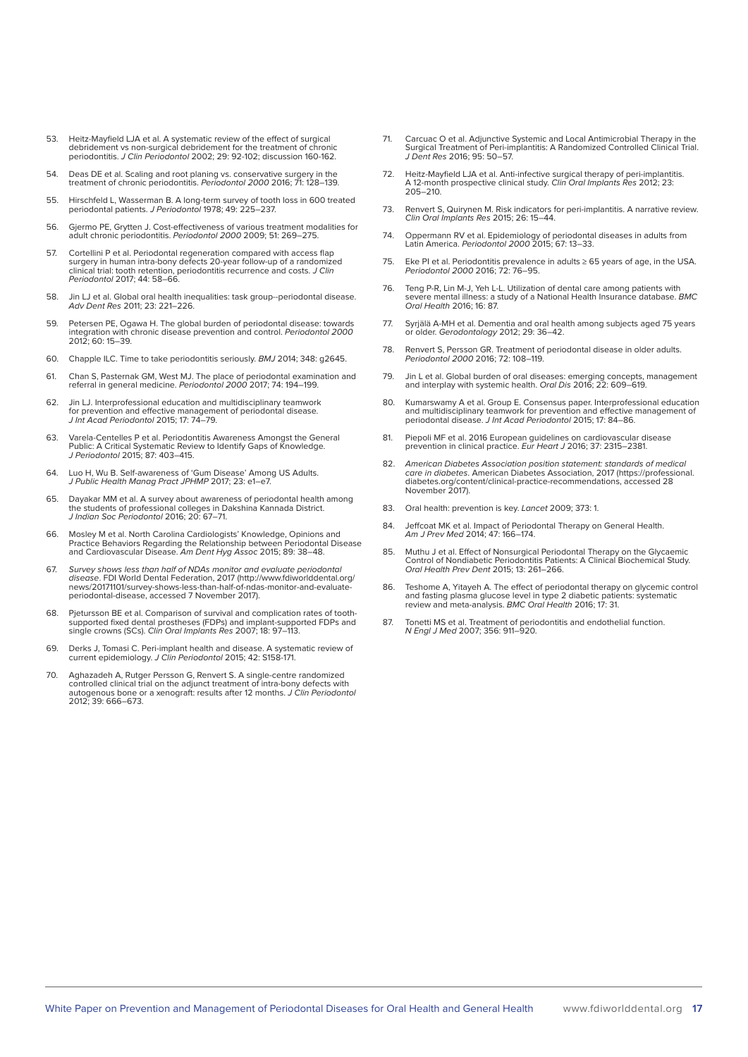53. Heitz-Mayfield LJA et al. A systematic review of the effect of surgical debridement vs non-surgical debridement for the treatment of chronic periodontitis. *J Clin Periodontol* 2002; 29: 92-102; discussion 160-162.
54. Deas DE et al. Scaling and root planing vs. conservative surgery in the treatment of chronic periodontitis. *Periodontol 2000* 2016; 71: 128–139.
55. Hirschfeld L, Wasserman B. A long-term survey of tooth loss in 600 treated periodontal patients. *J Periodontol* 1978; 49: 225–237.
56. Gjermo PE, Grytten J. Cost-effectiveness of various treatment modalities for adult chronic periodontitis. *Periodontol 2000* 2009; 51: 269–275.
57. Cortellini P et al. Periodontal regeneration compared with access flap surgery in human intra-bony defects 20-year follow-up of a randomized clinical trial: tooth retention, periodontitis recurrence and costs. *J Clin Periodontol* 2017; 44: 58–66.
58. Jin LJ et al. Global oral health inequalities: task group--periodontal disease. *Adv Dent Res* 2011; 23: 221–226.
59. Petersen PE, Ogawa H. The global burden of periodontal disease: towards integration with chronic disease prevention and control. *Periodontol 2000* 2012; 60: 15–39.
60. Chapple ILC. Time to take periodontitis seriously. *BMJ* 2014; 348: g2645.
61. Chan S, Pasternak GM, West MJ. The place of periodontal examination and referral in general medicine. *Periodontol 2000* 2017; 74: 194–199.
62. Jin LJ. Interprofessional education and multidisciplinary teamwork for prevention and effective management of periodontal disease. *J Int Acad Periodontol* 2015; 17: 74–79.
63. Varela-Centelles P et al. Periodontitis Awareness Amongst the General Public: A Critical Systematic Review to Identify Gaps of Knowledge. *J Periodontol* 2015; 87: 403–415.
64. Luo H, Wu B. Self-awareness of 'Gum Disease' Among US Adults. *J Public Health Manag Pract JPHMP* 2017; 23: e1–e7.
65. Dayakar MM et al. A survey about awareness of periodontal health among the students of professional colleges in Dakshina Kannada District. *J Indian Soc Periodontol* 2016; 20: 67–71.
66. Mosley M et al. North Carolina Cardiologists' Knowledge, Opinions and Practice Behaviors Regarding the Relationship between Periodontal Disease and Cardiovascular Disease. *Am Dent Hyg Assoc* 2015; 89: 38–48.
67. *Survey shows less than half of NDAs monitor and evaluate periodontal disease*. FDI World Dental Federation, 2017 (http://www.fdiworlddental.org/news/20171101/survey-shows-less-than-half-of-ndas-monitor-and-evaluate-periodontal-disease, accessed 7 November 2017).
68. Pjetursson BE et al. Comparison of survival and complication rates of tooth-supported fixed dental prostheses (FDPs) and implant-supported FDPs and single crowns (SCs). *Clin Oral Implants Res* 2007; 18: 97–113.
69. Derks J, Tomasi C. Peri-implant health and disease. A systematic review of current epidemiology. *J Clin Periodontol* 2015; 42: S158-171.
70. Aghazadeh A, Rutger Persson G, Renvert S. A single-centre randomized controlled clinical trial on the adjunct treatment of intra-bony defects with autogenous bone or a xenograft: results after 12 months. *J Clin Periodontol* 2012; 39: 666–673.
71. Carcuac O et al. Adjunctive Systemic and Local Antimicrobial Therapy in the Surgical Treatment of Peri-implantitis: A Randomized Controlled Clinical Trial. *J Dent Res* 2016; 95: 50–57.
72. Heitz-Mayfield LJA et al. Anti-infective surgical therapy of peri-implantitis. A 12-month prospective clinical study. *Clin Oral Implants Res* 2012; 23: 205–210.
73. Renvert S, Quirynen M. Risk indicators for peri-implantitis. A narrative review. *Clin Oral Implants Res* 2015; 26: 15–44.
74. Oppermann RV et al. Epidemiology of periodontal diseases in adults from Latin America. *Periodontol 2000* 2015; 67: 13–33.
75. Eke PI et al. Periodontitis prevalence in adults ≥ 65 years of age, in the USA. *Periodontol 2000* 2016; 72: 76–95.
76. Teng P-R, Lin M-J, Yeh L-L. Utilization of dental care among patients with severe mental illness: a study of a National Health Insurance database. *BMC Oral Health* 2016; 16: 87.
77. Syrjälä A-MH et al. Dementia and oral health among subjects aged 75 years or older. *Gerodontology* 2012; 29: 36–42.
78. Renvert S, Persson GR. Treatment of periodontal disease in older adults. *Periodontol 2000* 2016; 72: 108–119.
79. Jin L et al. Global burden of oral diseases: emerging concepts, management and interplay with systemic health. *Oral Dis* 2016; 22: 609–619.
80. Kumarswamy A et al. Group E. Consensus paper. Interprofessional education and multidisciplinary teamwork for prevention and effective management of periodontal disease. *J Int Acad Periodontol* 2015; 17: 84–86.
81. Piepoli MF et al. 2016 European guidelines on cardiovascular disease prevention in clinical practice. *Eur Heart J* 2016; 37: 2315–2381.
82. *American Diabetes Association position statement: standards of medical care in diabetes*. American Diabetes Association, 2017 (https://professional.diabetes.org/content/clinical-practice-recommendations, accessed 28 November 2017).
83. Oral health: prevention is key. *Lancet* 2009; 373: 1.
84. Jeffcoat MK et al. Impact of Periodontal Therapy on General Health. *Am J Prev Med* 2014; 47: 166–174.
85. Muthu J et al. Effect of Nonsurgical Periodontal Therapy on the Glycaemic Control of Nondiabetic Periodontitis Patients: A Clinical Biochemical Study. *Oral Health Prev Dent* 2015; 13: 261–266.
86. Teshome A, Yitayeh A. The effect of periodontal therapy on glycemic control and fasting plasma glucose level in type 2 diabetic patients: systematic review and meta-analysis. *BMC Oral Health* 2016; 17: 31.
87. Tonetti MS et al. Treatment of periodontitis and endothelial function. *N Engl J Med* 2007; 356: 911–920.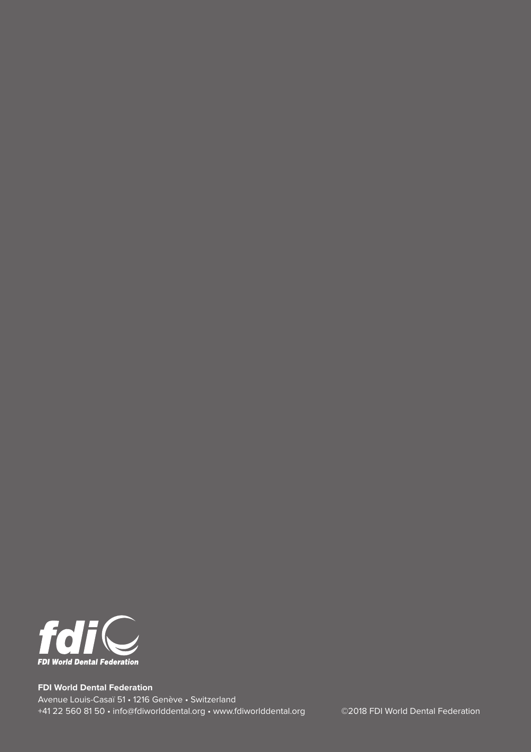fdi

FDI World Dental Federation

**FDI World Dental Federation**

Avenue Louis-Casaï 51 • 1216 Genève • Switzerland

+41 22 560 81 50 • info@fdiworlddental.org • www.fdiworlddental.org

©2018 FDI World Dental Federation